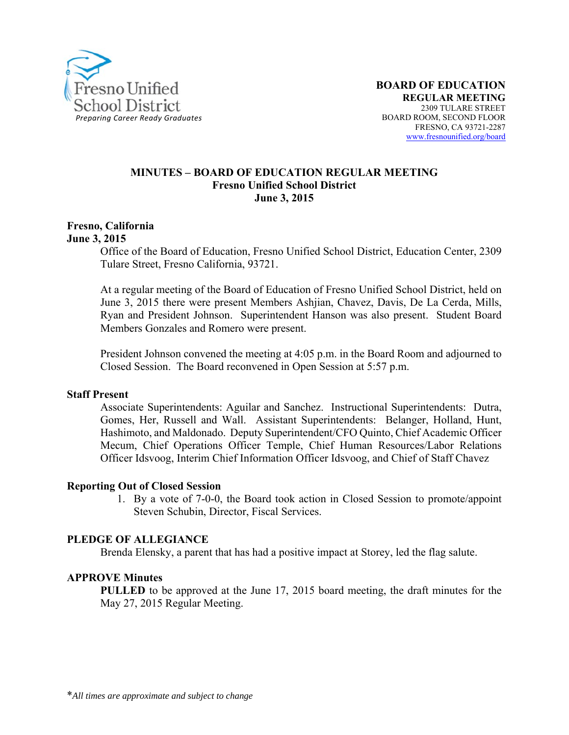Fresno Unified School District
*Preparing Career Ready Graduates*

**BOARD OF EDUCATION**
**REGULAR MEETING**
2309 TULARE STREET
BOARD ROOM, SECOND FLOOR
FRESNO, CA 93721-2287
www.fresnounified.org/board

# MINUTES – BOARD OF EDUCATION REGULAR MEETING
## Fresno Unified School District
## June 3, 2015

**Fresno, California**
**June 3, 2015**

Office of the Board of Education, Fresno Unified School District, Education Center, 2309 Tulare Street, Fresno California, 93721.

At a regular meeting of the Board of Education of Fresno Unified School District, held on June 3, 2015 there were present Members Ashjian, Chavez, Davis, De La Cerda, Mills, Ryan and President Johnson. Superintendent Hanson was also present. Student Board Members Gonzales and Romero were present.

President Johnson convened the meeting at 4:05 p.m. in the Board Room and adjourned to Closed Session. The Board reconvened in Open Session at 5:57 p.m.

**Staff Present**

Associate Superintendents: Aguilar and Sanchez. Instructional Superintendents: Dutra, Gomes, Her, Russell and Wall. Assistant Superintendents: Belanger, Holland, Hunt, Hashimoto, and Maldonado. Deputy Superintendent/CFO Quinto, Chief Academic Officer Mecum, Chief Operations Officer Temple, Chief Human Resources/Labor Relations Officer Idsvoog, Interim Chief Information Officer Idsvoog, and Chief of Staff Chavez

**Reporting Out of Closed Session**

1. By a vote of 7-0-0, the Board took action in Closed Session to promote/appoint Steven Schubin, Director, Fiscal Services.

**PLEDGE OF ALLEGIANCE**

Brenda Elensky, a parent that has had a positive impact at Storey, led the flag salute.

**APPROVE Minutes**

**PULLED** to be approved at the June 17, 2015 board meeting, the draft minutes for the May 27, 2015 Regular Meeting.

*All times are approximate and subject to change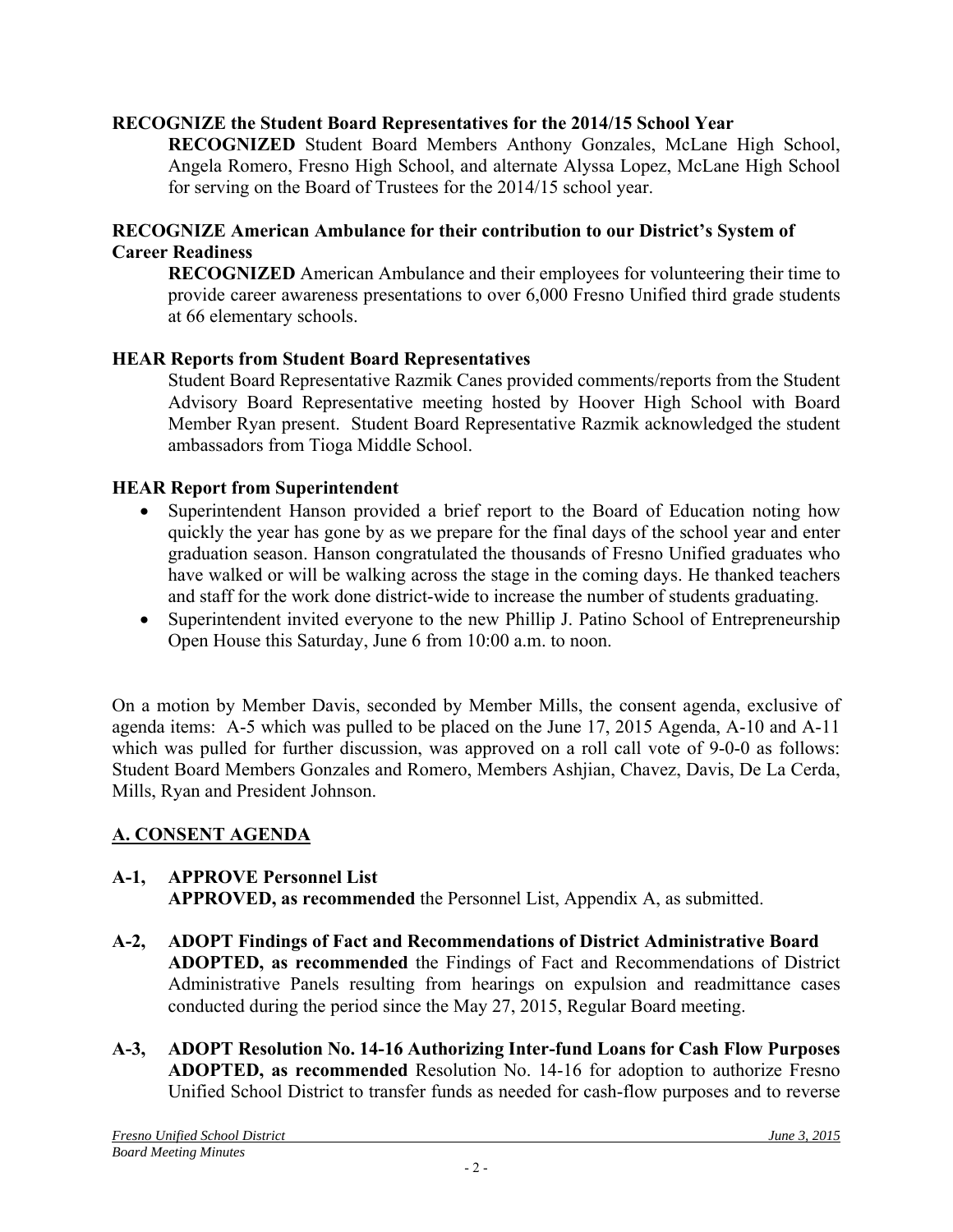**RECOGNIZE the Student Board Representatives for the 2014/15 School Year**

**RECOGNIZED** Student Board Members Anthony Gonzales, McLane High School, Angela Romero, Fresno High School, and alternate Alyssa Lopez, McLane High School for serving on the Board of Trustees for the 2014/15 school year.

**RECOGNIZE American Ambulance for their contribution to our District's System of Career Readiness**

**RECOGNIZED** American Ambulance and their employees for volunteering their time to provide career awareness presentations to over 6,000 Fresno Unified third grade students at 66 elementary schools.

**HEAR Reports from Student Board Representatives**

Student Board Representative Razmik Canes provided comments/reports from the Student Advisory Board Representative meeting hosted by Hoover High School with Board Member Ryan present. Student Board Representative Razmik acknowledged the student ambassadors from Tioga Middle School.

**HEAR Report from Superintendent**

- Superintendent Hanson provided a brief report to the Board of Education noting how quickly the year has gone by as we prepare for the final days of the school year and enter graduation season. Hanson congratulated the thousands of Fresno Unified graduates who have walked or will be walking across the stage in the coming days. He thanked teachers and staff for the work done district-wide to increase the number of students graduating.
- Superintendent invited everyone to the new Phillip J. Patino School of Entrepreneurship Open House this Saturday, June 6 from 10:00 a.m. to noon.

On a motion by Member Davis, seconded by Member Mills, the consent agenda, exclusive of agenda items: A-5 which was pulled to be placed on the June 17, 2015 Agenda, A-10 and A-11 which was pulled for further discussion, was approved on a roll call vote of 9-0-0 as follows: Student Board Members Gonzales and Romero, Members Ashjian, Chavez, Davis, De La Cerda, Mills, Ryan and President Johnson.

## A. CONSENT AGENDA

**A-1, APPROVE Personnel List**

**APPROVED, as recommended** the Personnel List, Appendix A, as submitted.

**A-2, ADOPT Findings of Fact and Recommendations of District Administrative Board**

**ADOPTED, as recommended** the Findings of Fact and Recommendations of District Administrative Panels resulting from hearings on expulsion and readmittance cases conducted during the period since the May 27, 2015, Regular Board meeting.

**A-3, ADOPT Resolution No. 14-16 Authorizing Inter-fund Loans for Cash Flow Purposes**

**ADOPTED, as recommended** Resolution No. 14-16 for adoption to authorize Fresno Unified School District to transfer funds as needed for cash-flow purposes and to reverse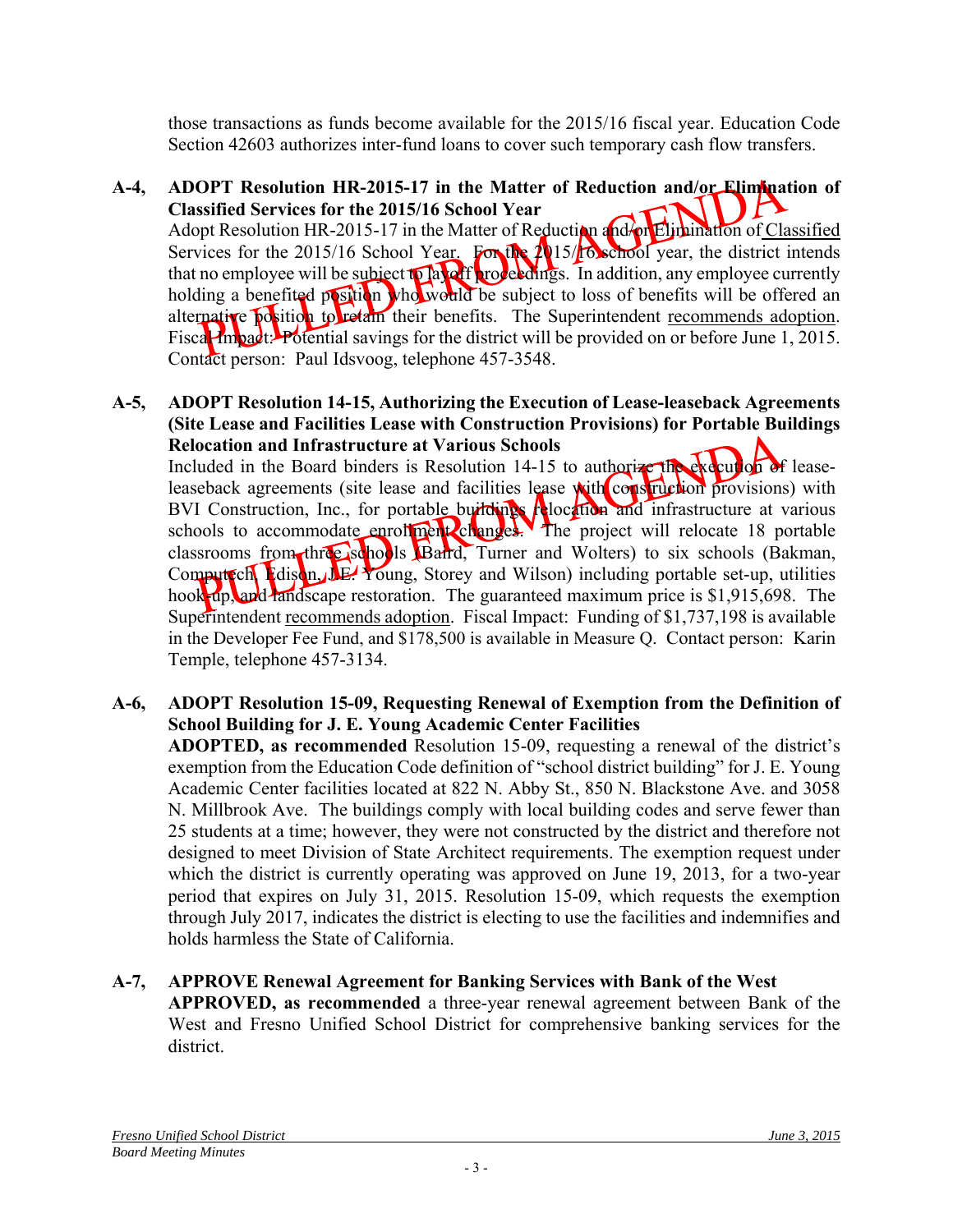those transactions as funds become available for the 2015/16 fiscal year. Education Code Section 42603 authorizes inter-fund loans to cover such temporary cash flow transfers.

**A-4, ADOPT Resolution HR-2015-17 in the Matter of Reduction and/or Elimination of Classified Services for the 2015/16 School Year**

PULLED FROM AGENDA

Adopt Resolution HR-2015-17 in the Matter of Reduction and/or Elimination of Classified Services for the 2015/16 School Year. For the 2015/16 school year, the district intends that no employee will be subject to layoff proceedings. In addition, any employee currently holding a benefited position who would be subject to loss of benefits will be offered an alternative position to retain their benefits. The Superintendent recommends adoption. Fiscal Impact: Potential savings for the district will be provided on or before June 1, 2015. Contact person: Paul Idsvoog, telephone 457-3548.

**A-5, ADOPT Resolution 14-15, Authorizing the Execution of Lease-leaseback Agreements (Site Lease and Facilities Lease with Construction Provisions) for Portable Buildings Relocation and Infrastructure at Various Schools**

PULLED FROM AGENDA

Included in the Board binders is Resolution 14-15 to authorize the execution of lease-leaseback agreements (site lease and facilities lease with construction provisions) with BVI Construction, Inc., for portable buildings relocation and infrastructure at various schools to accommodate enrollment changes. The project will relocate 18 portable classrooms from three schools (Baird, Turner and Wolters) to six schools (Bakman, Computech, Edison, J.E. Young, Storey and Wilson) including portable set-up, utilities hook-up, and landscape restoration. The guaranteed maximum price is $1,915,698. The Superintendent recommends adoption. Fiscal Impact: Funding of $1,737,198 is available in the Developer Fee Fund, and $178,500 is available in Measure Q. Contact person: Karin Temple, telephone 457-3134.

**A-6, ADOPT Resolution 15-09, Requesting Renewal of Exemption from the Definition of School Building for J. E. Young Academic Center Facilities**

**ADOPTED, as recommended** Resolution 15-09, requesting a renewal of the district's exemption from the Education Code definition of "school district building" for J. E. Young Academic Center facilities located at 822 N. Abby St., 850 N. Blackstone Ave. and 3058 N. Millbrook Ave. The buildings comply with local building codes and serve fewer than 25 students at a time; however, they were not constructed by the district and therefore not designed to meet Division of State Architect requirements. The exemption request under which the district is currently operating was approved on June 19, 2013, for a two-year period that expires on July 31, 2015. Resolution 15-09, which requests the exemption through July 2017, indicates the district is electing to use the facilities and indemnifies and holds harmless the State of California.

**A-7, APPROVE Renewal Agreement for Banking Services with Bank of the West**

**APPROVED, as recommended** a three-year renewal agreement between Bank of the West and Fresno Unified School District for comprehensive banking services for the district.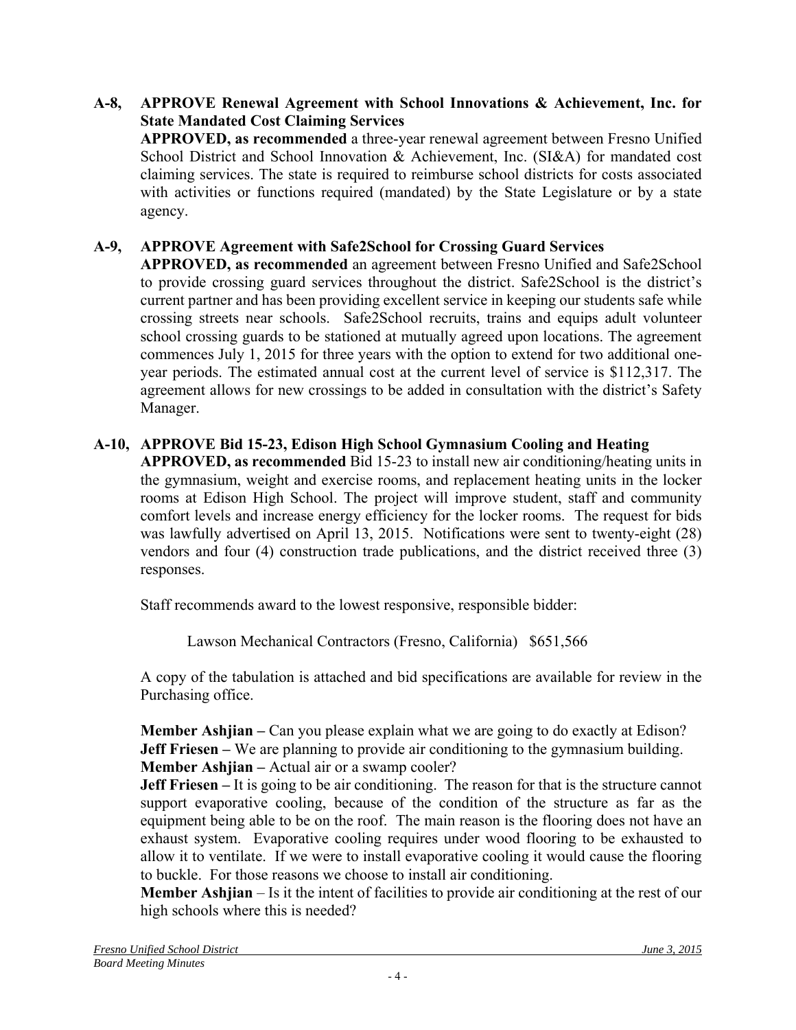**A-8, APPROVE Renewal Agreement with School Innovations & Achievement, Inc. for State Mandated Cost Claiming Services**

**APPROVED, as recommended** a three-year renewal agreement between Fresno Unified School District and School Innovation & Achievement, Inc. (SI&A) for mandated cost claiming services. The state is required to reimburse school districts for costs associated with activities or functions required (mandated) by the State Legislature or by a state agency.

**A-9, APPROVE Agreement with Safe2School for Crossing Guard Services**

**APPROVED, as recommended** an agreement between Fresno Unified and Safe2School to provide crossing guard services throughout the district. Safe2School is the district's current partner and has been providing excellent service in keeping our students safe while crossing streets near schools. Safe2School recruits, trains and equips adult volunteer school crossing guards to be stationed at mutually agreed upon locations. The agreement commences July 1, 2015 for three years with the option to extend for two additional one-year periods. The estimated annual cost at the current level of service is $112,317. The agreement allows for new crossings to be added in consultation with the district's Safety Manager.

**A-10, APPROVE Bid 15-23, Edison High School Gymnasium Cooling and Heating**

**APPROVED, as recommended** Bid 15-23 to install new air conditioning/heating units in the gymnasium, weight and exercise rooms, and replacement heating units in the locker rooms at Edison High School. The project will improve student, staff and community comfort levels and increase energy efficiency for the locker rooms. The request for bids was lawfully advertised on April 13, 2015. Notifications were sent to twenty-eight (28) vendors and four (4) construction trade publications, and the district received three (3) responses.

Staff recommends award to the lowest responsive, responsible bidder:

Lawson Mechanical Contractors (Fresno, California) $651,566

A copy of the tabulation is attached and bid specifications are available for review in the Purchasing office.

**Member Ashjian –** Can you please explain what we are going to do exactly at Edison?
**Jeff Friesen –** We are planning to provide air conditioning to the gymnasium building.
**Member Ashjian –** Actual air or a swamp cooler?
**Jeff Friesen –** It is going to be air conditioning. The reason for that is the structure cannot support evaporative cooling, because of the condition of the structure as far as the equipment being able to be on the roof. The main reason is the flooring does not have an exhaust system. Evaporative cooling requires under wood flooring to be exhausted to allow it to ventilate. If we were to install evaporative cooling it would cause the flooring to buckle. For those reasons we choose to install air conditioning.
**Member Ashjian** – Is it the intent of facilities to provide air conditioning at the rest of our high schools where this is needed?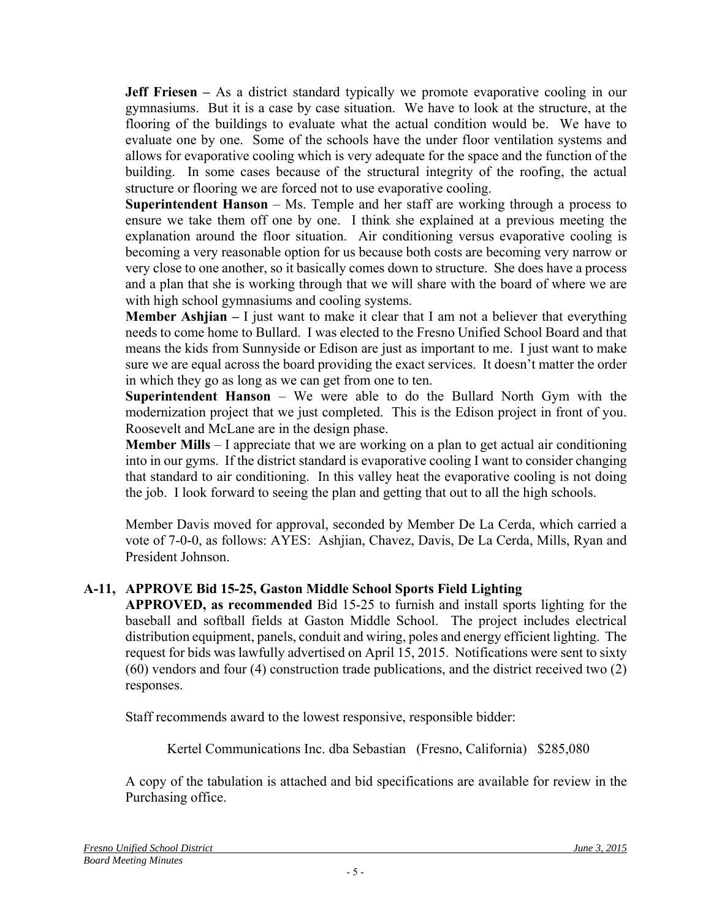**Jeff Friesen –** As a district standard typically we promote evaporative cooling in our gymnasiums. But it is a case by case situation. We have to look at the structure, at the flooring of the buildings to evaluate what the actual condition would be. We have to evaluate one by one. Some of the schools have the under floor ventilation systems and allows for evaporative cooling which is very adequate for the space and the function of the building. In some cases because of the structural integrity of the roofing, the actual structure or flooring we are forced not to use evaporative cooling.

**Superintendent Hanson** – Ms. Temple and her staff are working through a process to ensure we take them off one by one. I think she explained at a previous meeting the explanation around the floor situation. Air conditioning versus evaporative cooling is becoming a very reasonable option for us because both costs are becoming very narrow or very close to one another, so it basically comes down to structure. She does have a process and a plan that she is working through that we will share with the board of where we are with high school gymnasiums and cooling systems.

**Member Ashjian –** I just want to make it clear that I am not a believer that everything needs to come home to Bullard. I was elected to the Fresno Unified School Board and that means the kids from Sunnyside or Edison are just as important to me. I just want to make sure we are equal across the board providing the exact services. It doesn't matter the order in which they go as long as we can get from one to ten.

**Superintendent Hanson** – We were able to do the Bullard North Gym with the modernization project that we just completed. This is the Edison project in front of you. Roosevelt and McLane are in the design phase.

**Member Mills** – I appreciate that we are working on a plan to get actual air conditioning into in our gyms. If the district standard is evaporative cooling I want to consider changing that standard to air conditioning. In this valley heat the evaporative cooling is not doing the job. I look forward to seeing the plan and getting that out to all the high schools.

Member Davis moved for approval, seconded by Member De La Cerda, which carried a vote of 7-0-0, as follows: AYES: Ashjian, Chavez, Davis, De La Cerda, Mills, Ryan and President Johnson.

**A-11, APPROVE Bid 15-25, Gaston Middle School Sports Field Lighting**

**APPROVED, as recommended** Bid 15-25 to furnish and install sports lighting for the baseball and softball fields at Gaston Middle School. The project includes electrical distribution equipment, panels, conduit and wiring, poles and energy efficient lighting. The request for bids was lawfully advertised on April 15, 2015. Notifications were sent to sixty (60) vendors and four (4) construction trade publications, and the district received two (2) responses.

Staff recommends award to the lowest responsive, responsible bidder:

Kertel Communications Inc. dba Sebastian (Fresno, California) $285,080

A copy of the tabulation is attached and bid specifications are available for review in the Purchasing office.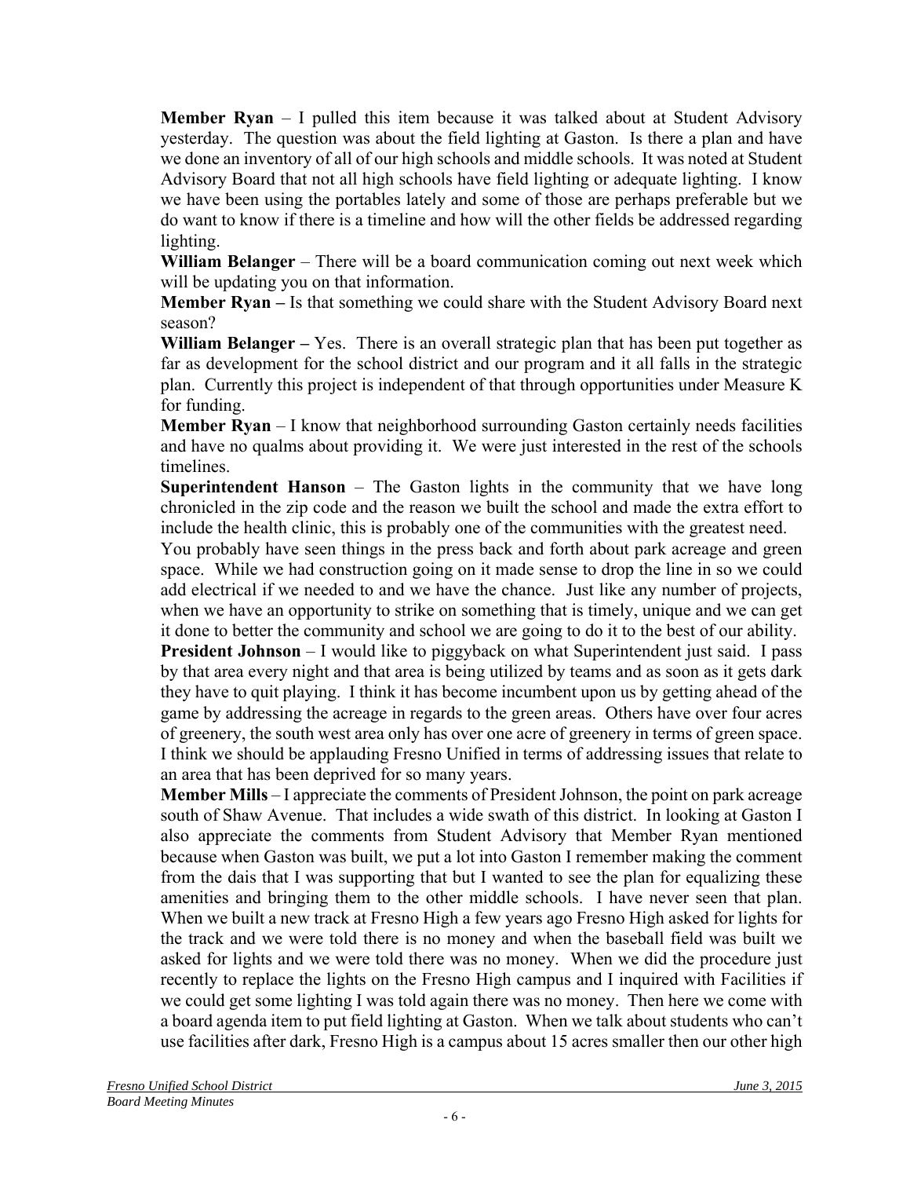**Member Ryan** – I pulled this item because it was talked about at Student Advisory yesterday. The question was about the field lighting at Gaston. Is there a plan and have we done an inventory of all of our high schools and middle schools. It was noted at Student Advisory Board that not all high schools have field lighting or adequate lighting. I know we have been using the portables lately and some of those are perhaps preferable but we do want to know if there is a timeline and how will the other fields be addressed regarding lighting.

**William Belanger** – There will be a board communication coming out next week which will be updating you on that information.

**Member Ryan –** Is that something we could share with the Student Advisory Board next season?

**William Belanger –** Yes. There is an overall strategic plan that has been put together as far as development for the school district and our program and it all falls in the strategic plan. Currently this project is independent of that through opportunities under Measure K for funding.

**Member Ryan** – I know that neighborhood surrounding Gaston certainly needs facilities and have no qualms about providing it. We were just interested in the rest of the schools timelines.

**Superintendent Hanson** – The Gaston lights in the community that we have long chronicled in the zip code and the reason we built the school and made the extra effort to include the health clinic, this is probably one of the communities with the greatest need. You probably have seen things in the press back and forth about park acreage and green space. While we had construction going on it made sense to drop the line in so we could add electrical if we needed to and we have the chance. Just like any number of projects, when we have an opportunity to strike on something that is timely, unique and we can get it done to better the community and school we are going to do it to the best of our ability.

**President Johnson** – I would like to piggyback on what Superintendent just said. I pass by that area every night and that area is being utilized by teams and as soon as it gets dark they have to quit playing. I think it has become incumbent upon us by getting ahead of the game by addressing the acreage in regards to the green areas. Others have over four acres of greenery, the south west area only has over one acre of greenery in terms of green space. I think we should be applauding Fresno Unified in terms of addressing issues that relate to an area that has been deprived for so many years.

**Member Mills** – I appreciate the comments of President Johnson, the point on park acreage south of Shaw Avenue. That includes a wide swath of this district. In looking at Gaston I also appreciate the comments from Student Advisory that Member Ryan mentioned because when Gaston was built, we put a lot into Gaston I remember making the comment from the dais that I was supporting that but I wanted to see the plan for equalizing these amenities and bringing them to the other middle schools. I have never seen that plan. When we built a new track at Fresno High a few years ago Fresno High asked for lights for the track and we were told there is no money and when the baseball field was built we asked for lights and we were told there was no money. When we did the procedure just recently to replace the lights on the Fresno High campus and I inquired with Facilities if we could get some lighting I was told again there was no money. Then here we come with a board agenda item to put field lighting at Gaston. When we talk about students who can't use facilities after dark, Fresno High is a campus about 15 acres smaller then our other high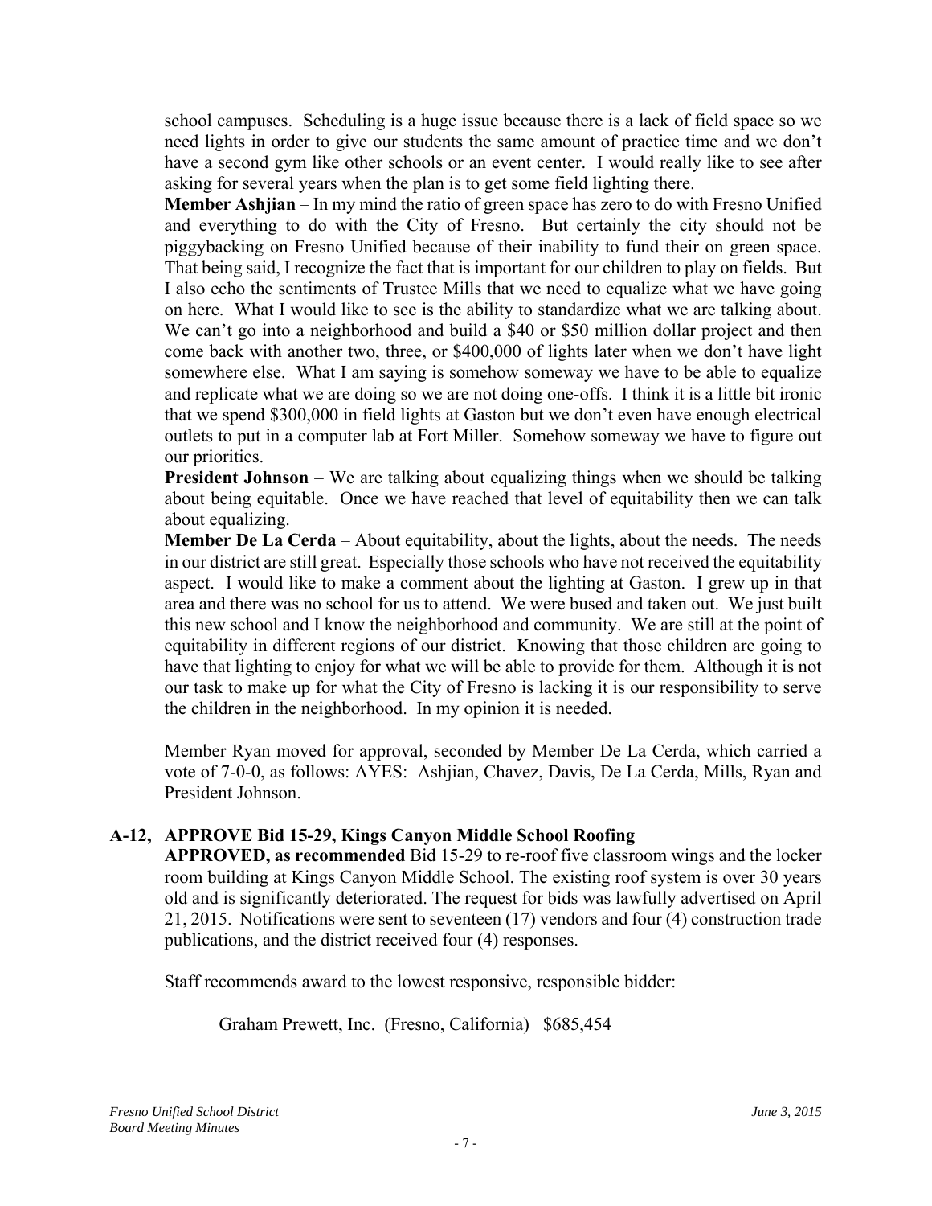school campuses. Scheduling is a huge issue because there is a lack of field space so we need lights in order to give our students the same amount of practice time and we don't have a second gym like other schools or an event center. I would really like to see after asking for several years when the plan is to get some field lighting there.

**Member Ashjian** – In my mind the ratio of green space has zero to do with Fresno Unified and everything to do with the City of Fresno. But certainly the city should not be piggybacking on Fresno Unified because of their inability to fund their on green space. That being said, I recognize the fact that is important for our children to play on fields. But I also echo the sentiments of Trustee Mills that we need to equalize what we have going on here. What I would like to see is the ability to standardize what we are talking about. We can't go into a neighborhood and build a $40 or $50 million dollar project and then come back with another two, three, or $400,000 of lights later when we don't have light somewhere else. What I am saying is somehow someway we have to be able to equalize and replicate what we are doing so we are not doing one-offs. I think it is a little bit ironic that we spend $300,000 in field lights at Gaston but we don't even have enough electrical outlets to put in a computer lab at Fort Miller. Somehow someway we have to figure out our priorities.

**President Johnson** – We are talking about equalizing things when we should be talking about being equitable. Once we have reached that level of equitability then we can talk about equalizing.

**Member De La Cerda** – About equitability, about the lights, about the needs. The needs in our district are still great. Especially those schools who have not received the equitability aspect. I would like to make a comment about the lighting at Gaston. I grew up in that area and there was no school for us to attend. We were bused and taken out. We just built this new school and I know the neighborhood and community. We are still at the point of equitability in different regions of our district. Knowing that those children are going to have that lighting to enjoy for what we will be able to provide for them. Although it is not our task to make up for what the City of Fresno is lacking it is our responsibility to serve the children in the neighborhood. In my opinion it is needed.

Member Ryan moved for approval, seconded by Member De La Cerda, which carried a vote of 7-0-0, as follows: AYES: Ashjian, Chavez, Davis, De La Cerda, Mills, Ryan and President Johnson.

**A-12, APPROVE Bid 15-29, Kings Canyon Middle School Roofing**

**APPROVED, as recommended** Bid 15-29 to re-roof five classroom wings and the locker room building at Kings Canyon Middle School. The existing roof system is over 30 years old and is significantly deteriorated. The request for bids was lawfully advertised on April 21, 2015. Notifications were sent to seventeen (17) vendors and four (4) construction trade publications, and the district received four (4) responses.

Staff recommends award to the lowest responsive, responsible bidder:

Graham Prewett, Inc. (Fresno, California) $685,454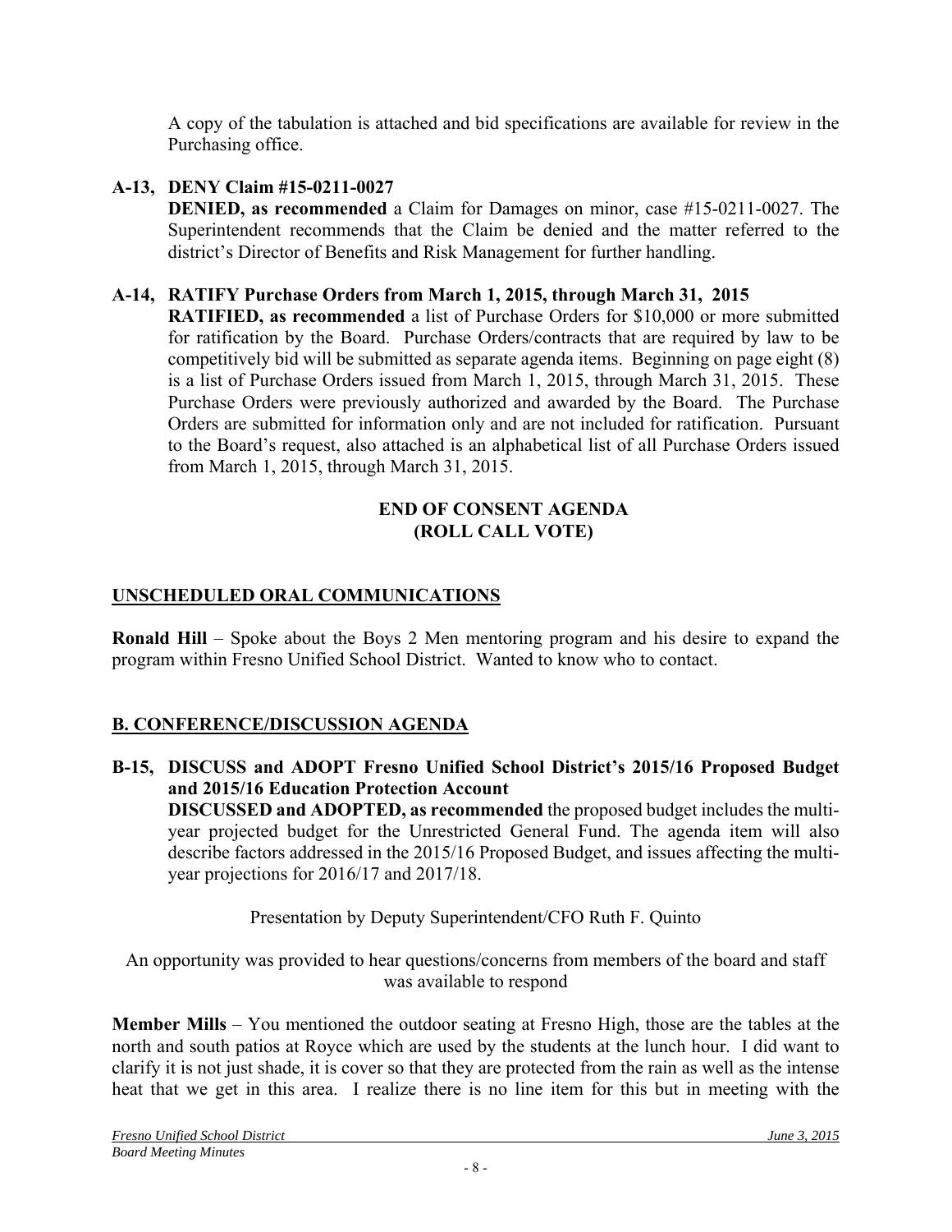A copy of the tabulation is attached and bid specifications are available for review in the Purchasing office.

**A-13, DENY Claim #15-0211-0027**

**DENIED, as recommended** a Claim for Damages on minor, case #15-0211-0027. The Superintendent recommends that the Claim be denied and the matter referred to the district's Director of Benefits and Risk Management for further handling.

**A-14, RATIFY Purchase Orders from March 1, 2015, through March 31, 2015**

**RATIFIED, as recommended** a list of Purchase Orders for $10,000 or more submitted for ratification by the Board. Purchase Orders/contracts that are required by law to be competitively bid will be submitted as separate agenda items. Beginning on page eight (8) is a list of Purchase Orders issued from March 1, 2015, through March 31, 2015. These Purchase Orders were previously authorized and awarded by the Board. The Purchase Orders are submitted for information only and are not included for ratification. Pursuant to the Board's request, also attached is an alphabetical list of all Purchase Orders issued from March 1, 2015, through March 31, 2015.

**END OF CONSENT AGENDA**
**(ROLL CALL VOTE)**

## UNSCHEDULED ORAL COMMUNICATIONS

**Ronald Hill** – Spoke about the Boys 2 Men mentoring program and his desire to expand the program within Fresno Unified School District. Wanted to know who to contact.

## B. CONFERENCE/DISCUSSION AGENDA

**B-15, DISCUSS and ADOPT Fresno Unified School District's 2015/16 Proposed Budget and 2015/16 Education Protection Account**

**DISCUSSED and ADOPTED, as recommended** the proposed budget includes the multi-year projected budget for the Unrestricted General Fund. The agenda item will also describe factors addressed in the 2015/16 Proposed Budget, and issues affecting the multi-year projections for 2016/17 and 2017/18.

Presentation by Deputy Superintendent/CFO Ruth F. Quinto

An opportunity was provided to hear questions/concerns from members of the board and staff was available to respond

**Member Mills** – You mentioned the outdoor seating at Fresno High, those are the tables at the north and south patios at Royce which are used by the students at the lunch hour. I did want to clarify it is not just shade, it is cover so that they are protected from the rain as well as the intense heat that we get in this area. I realize there is no line item for this but in meeting with the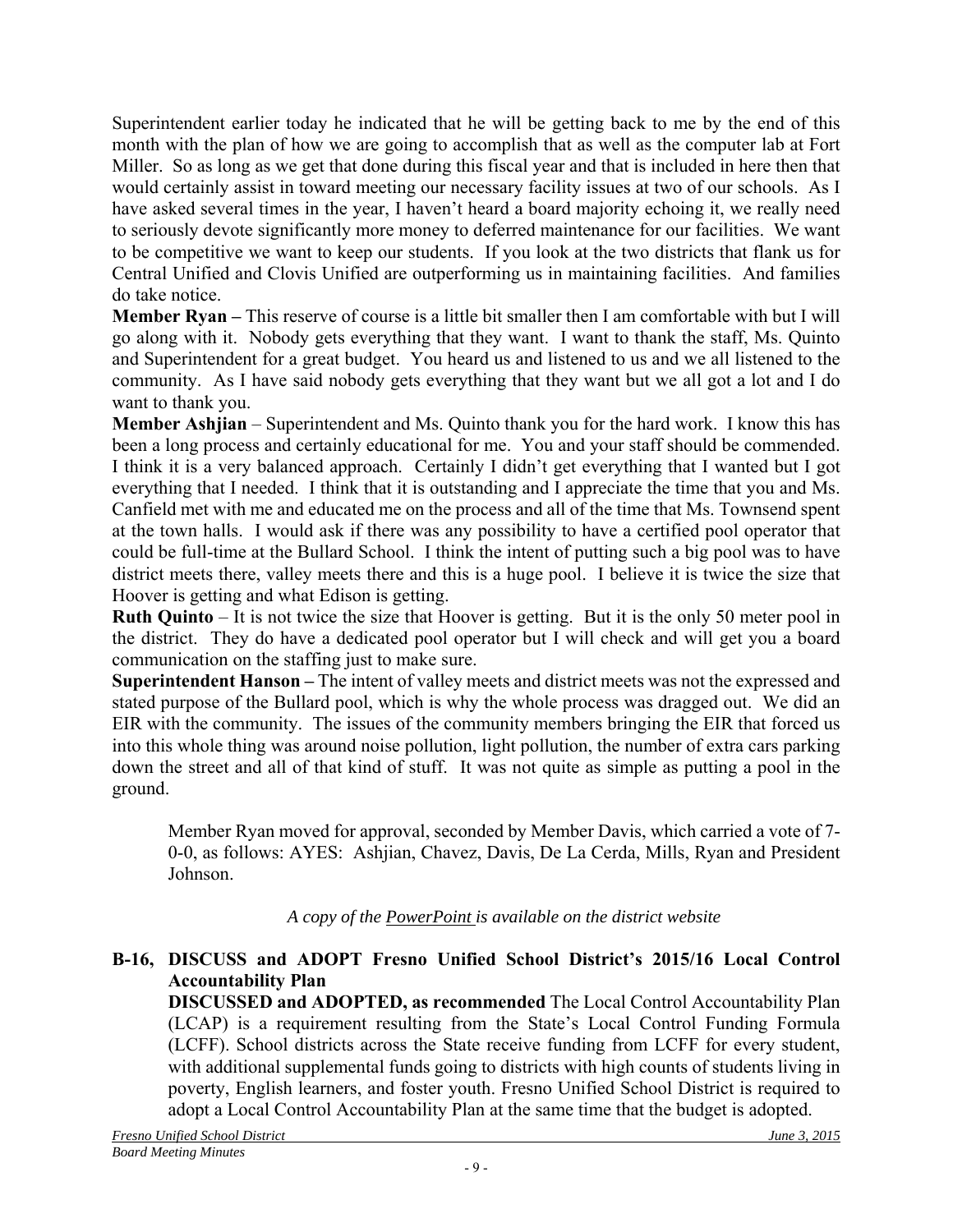Superintendent earlier today he indicated that he will be getting back to me by the end of this month with the plan of how we are going to accomplish that as well as the computer lab at Fort Miller. So as long as we get that done during this fiscal year and that is included in here then that would certainly assist in toward meeting our necessary facility issues at two of our schools. As I have asked several times in the year, I haven't heard a board majority echoing it, we really need to seriously devote significantly more money to deferred maintenance for our facilities. We want to be competitive we want to keep our students. If you look at the two districts that flank us for Central Unified and Clovis Unified are outperforming us in maintaining facilities. And families do take notice.

**Member Ryan –** This reserve of course is a little bit smaller then I am comfortable with but I will go along with it. Nobody gets everything that they want. I want to thank the staff, Ms. Quinto and Superintendent for a great budget. You heard us and listened to us and we all listened to the community. As I have said nobody gets everything that they want but we all got a lot and I do want to thank you.

**Member Ashjian** – Superintendent and Ms. Quinto thank you for the hard work. I know this has been a long process and certainly educational for me. You and your staff should be commended. I think it is a very balanced approach. Certainly I didn't get everything that I wanted but I got everything that I needed. I think that it is outstanding and I appreciate the time that you and Ms. Canfield met with me and educated me on the process and all of the time that Ms. Townsend spent at the town halls. I would ask if there was any possibility to have a certified pool operator that could be full-time at the Bullard School. I think the intent of putting such a big pool was to have district meets there, valley meets there and this is a huge pool. I believe it is twice the size that Hoover is getting and what Edison is getting.

**Ruth Quinto** – It is not twice the size that Hoover is getting. But it is the only 50 meter pool in the district. They do have a dedicated pool operator but I will check and will get you a board communication on the staffing just to make sure.

**Superintendent Hanson –** The intent of valley meets and district meets was not the expressed and stated purpose of the Bullard pool, which is why the whole process was dragged out. We did an EIR with the community. The issues of the community members bringing the EIR that forced us into this whole thing was around noise pollution, light pollution, the number of extra cars parking down the street and all of that kind of stuff. It was not quite as simple as putting a pool in the ground.

Member Ryan moved for approval, seconded by Member Davis, which carried a vote of 7-0-0, as follows: AYES: Ashjian, Chavez, Davis, De La Cerda, Mills, Ryan and President Johnson.

*A copy of the PowerPoint is available on the district website*

**B-16, DISCUSS and ADOPT Fresno Unified School District's 2015/16 Local Control Accountability Plan**

**DISCUSSED and ADOPTED, as recommended** The Local Control Accountability Plan (LCAP) is a requirement resulting from the State's Local Control Funding Formula (LCFF). School districts across the State receive funding from LCFF for every student, with additional supplemental funds going to districts with high counts of students living in poverty, English learners, and foster youth. Fresno Unified School District is required to adopt a Local Control Accountability Plan at the same time that the budget is adopted.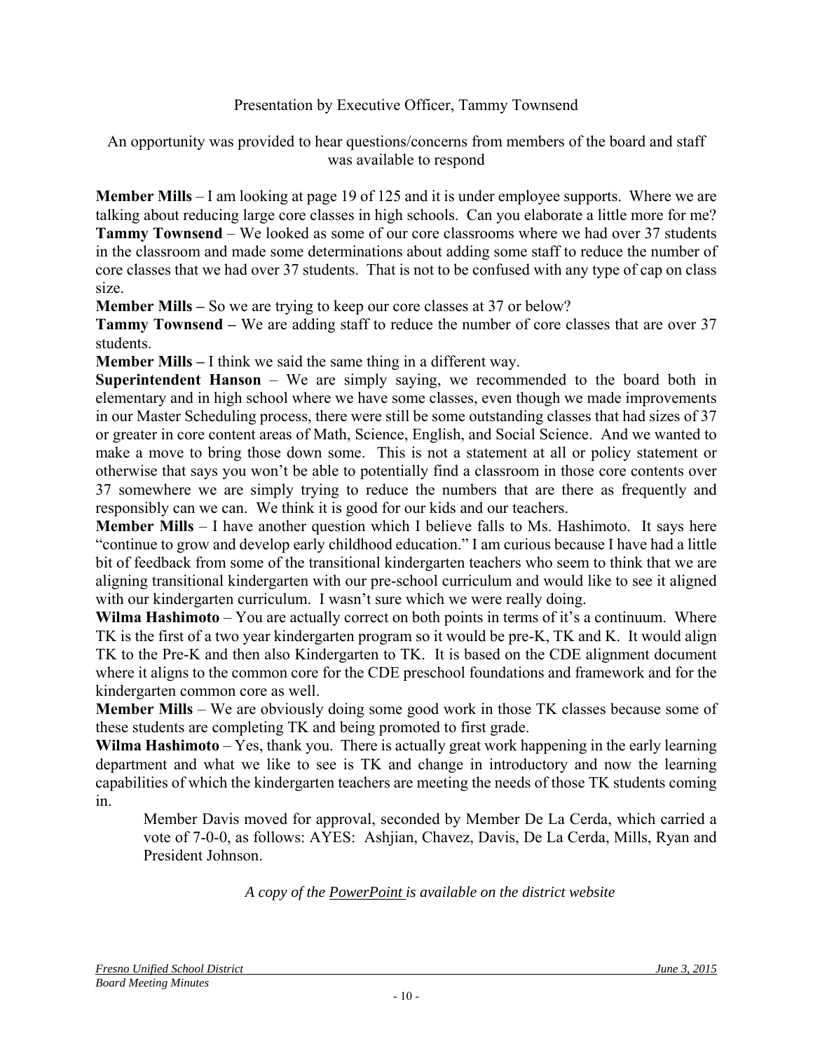Presentation by Executive Officer, Tammy Townsend

An opportunity was provided to hear questions/concerns from members of the board and staff was available to respond

**Member Mills** – I am looking at page 19 of 125 and it is under employee supports. Where we are talking about reducing large core classes in high schools. Can you elaborate a little more for me?
**Tammy Townsend** – We looked as some of our core classrooms where we had over 37 students in the classroom and made some determinations about adding some staff to reduce the number of core classes that we had over 37 students. That is not to be confused with any type of cap on class size.
**Member Mills –** So we are trying to keep our core classes at 37 or below?
**Tammy Townsend –** We are adding staff to reduce the number of core classes that are over 37 students.
**Member Mills –** I think we said the same thing in a different way.
**Superintendent Hanson** – We are simply saying, we recommended to the board both in elementary and in high school where we have some classes, even though we made improvements in our Master Scheduling process, there were still be some outstanding classes that had sizes of 37 or greater in core content areas of Math, Science, English, and Social Science. And we wanted to make a move to bring those down some. This is not a statement at all or policy statement or otherwise that says you won't be able to potentially find a classroom in those core contents over 37 somewhere we are simply trying to reduce the numbers that are there as frequently and responsibly can we can. We think it is good for our kids and our teachers.
**Member Mills** – I have another question which I believe falls to Ms. Hashimoto. It says here "continue to grow and develop early childhood education." I am curious because I have had a little bit of feedback from some of the transitional kindergarten teachers who seem to think that we are aligning transitional kindergarten with our pre-school curriculum and would like to see it aligned with our kindergarten curriculum. I wasn't sure which we were really doing.
**Wilma Hashimoto** – You are actually correct on both points in terms of it's a continuum. Where TK is the first of a two year kindergarten program so it would be pre-K, TK and K. It would align TK to the Pre-K and then also Kindergarten to TK. It is based on the CDE alignment document where it aligns to the common core for the CDE preschool foundations and framework and for the kindergarten common core as well.
**Member Mills** – We are obviously doing some good work in those TK classes because some of these students are completing TK and being promoted to first grade.
**Wilma Hashimoto** – Yes, thank you. There is actually great work happening in the early learning department and what we like to see is TK and change in introductory and now the learning capabilities of which the kindergarten teachers are meeting the needs of those TK students coming in.

> Member Davis moved for approval, seconded by Member De La Cerda, which carried a vote of 7-0-0, as follows: AYES: Ashjian, Chavez, Davis, De La Cerda, Mills, Ryan and President Johnson.

*A copy of the PowerPoint is available on the district website*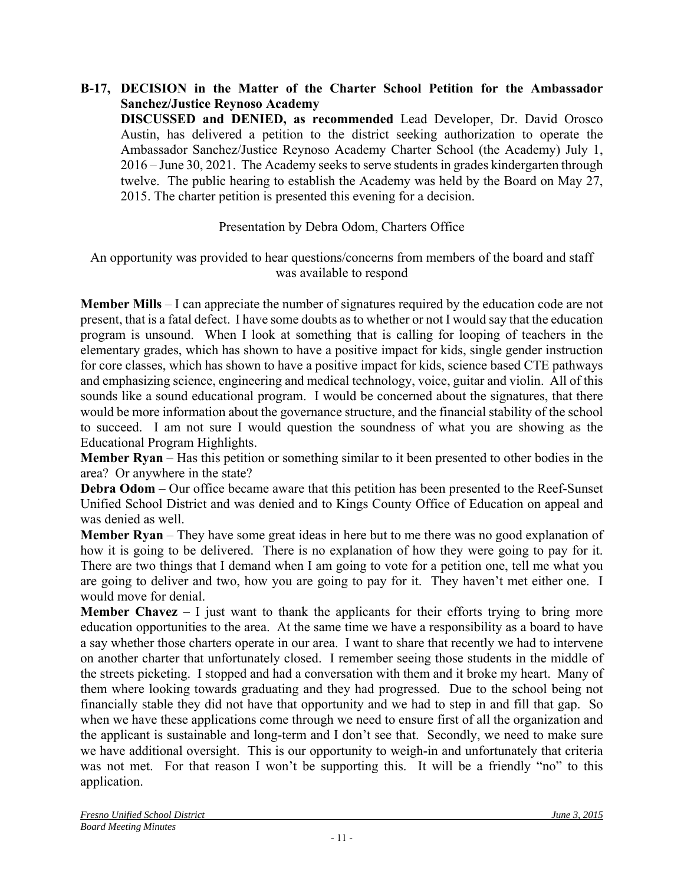**B-17, DECISION in the Matter of the Charter School Petition for the Ambassador Sanchez/Justice Reynoso Academy**

**DISCUSSED and DENIED, as recommended** Lead Developer, Dr. David Orosco Austin, has delivered a petition to the district seeking authorization to operate the Ambassador Sanchez/Justice Reynoso Academy Charter School (the Academy) July 1, 2016 – June 30, 2021. The Academy seeks to serve students in grades kindergarten through twelve. The public hearing to establish the Academy was held by the Board on May 27, 2015. The charter petition is presented this evening for a decision.

Presentation by Debra Odom, Charters Office

An opportunity was provided to hear questions/concerns from members of the board and staff was available to respond

**Member Mills** – I can appreciate the number of signatures required by the education code are not present, that is a fatal defect. I have some doubts as to whether or not I would say that the education program is unsound. When I look at something that is calling for looping of teachers in the elementary grades, which has shown to have a positive impact for kids, single gender instruction for core classes, which has shown to have a positive impact for kids, science based CTE pathways and emphasizing science, engineering and medical technology, voice, guitar and violin. All of this sounds like a sound educational program. I would be concerned about the signatures, that there would be more information about the governance structure, and the financial stability of the school to succeed. I am not sure I would question the soundness of what you are showing as the Educational Program Highlights.

**Member Ryan** – Has this petition or something similar to it been presented to other bodies in the area? Or anywhere in the state?

**Debra Odom** – Our office became aware that this petition has been presented to the Reef-Sunset Unified School District and was denied and to Kings County Office of Education on appeal and was denied as well.

**Member Ryan** – They have some great ideas in here but to me there was no good explanation of how it is going to be delivered. There is no explanation of how they were going to pay for it. There are two things that I demand when I am going to vote for a petition one, tell me what you are going to deliver and two, how you are going to pay for it. They haven't met either one. I would move for denial.

**Member Chavez** – I just want to thank the applicants for their efforts trying to bring more education opportunities to the area. At the same time we have a responsibility as a board to have a say whether those charters operate in our area. I want to share that recently we had to intervene on another charter that unfortunately closed. I remember seeing those students in the middle of the streets picketing. I stopped and had a conversation with them and it broke my heart. Many of them where looking towards graduating and they had progressed. Due to the school being not financially stable they did not have that opportunity and we had to step in and fill that gap. So when we have these applications come through we need to ensure first of all the organization and the applicant is sustainable and long-term and I don't see that. Secondly, we need to make sure we have additional oversight. This is our opportunity to weigh-in and unfortunately that criteria was not met. For that reason I won't be supporting this. It will be a friendly "no" to this application.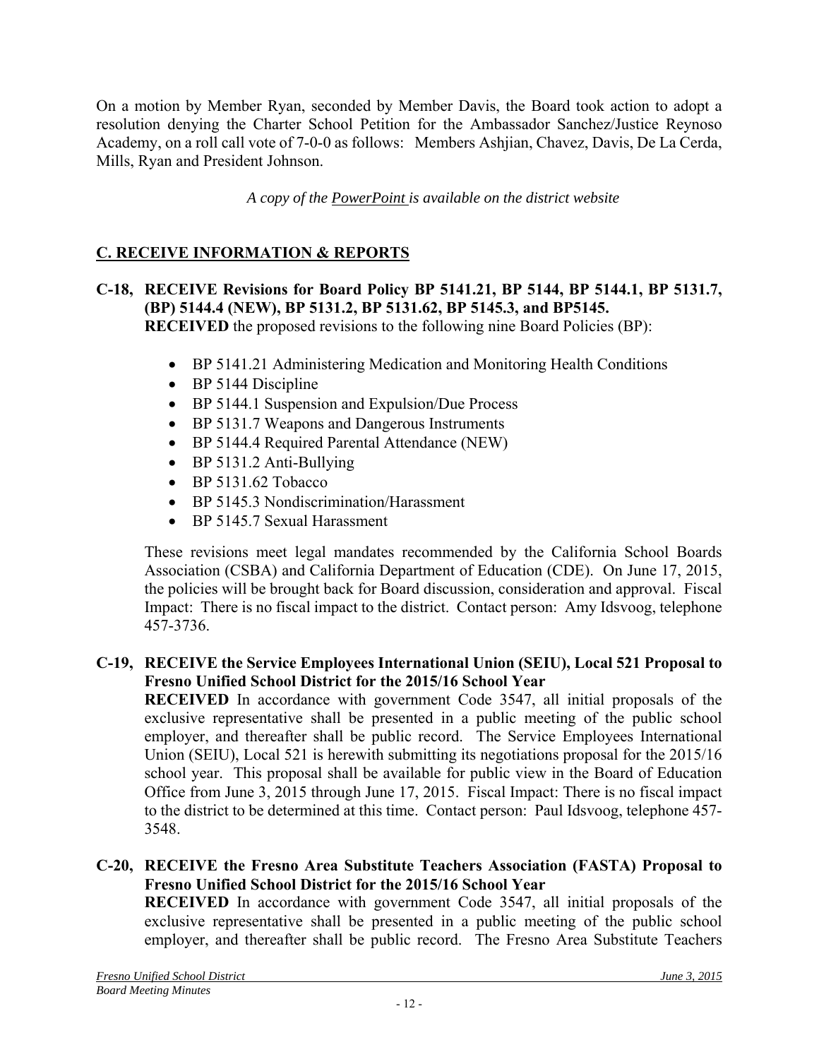On a motion by Member Ryan, seconded by Member Davis, the Board took action to adopt a resolution denying the Charter School Petition for the Ambassador Sanchez/Justice Reynoso Academy, on a roll call vote of 7-0-0 as follows: Members Ashjian, Chavez, Davis, De La Cerda, Mills, Ryan and President Johnson.

*A copy of the PowerPoint is available on the district website*

## C. RECEIVE INFORMATION & REPORTS

**C-18, RECEIVE Revisions for Board Policy BP 5141.21, BP 5144, BP 5144.1, BP 5131.7, (BP) 5144.4 (NEW), BP 5131.2, BP 5131.62, BP 5145.3, and BP5145.**

**RECEIVED** the proposed revisions to the following nine Board Policies (BP):

- BP 5141.21 Administering Medication and Monitoring Health Conditions
- BP 5144 Discipline
- BP 5144.1 Suspension and Expulsion/Due Process
- BP 5131.7 Weapons and Dangerous Instruments
- BP 5144.4 Required Parental Attendance (NEW)
- BP 5131.2 Anti-Bullying
- BP 5131.62 Tobacco
- BP 5145.3 Nondiscrimination/Harassment
- BP 5145.7 Sexual Harassment

These revisions meet legal mandates recommended by the California School Boards Association (CSBA) and California Department of Education (CDE). On June 17, 2015, the policies will be brought back for Board discussion, consideration and approval. Fiscal Impact: There is no fiscal impact to the district. Contact person: Amy Idsvoog, telephone 457-3736.

**C-19, RECEIVE the Service Employees International Union (SEIU), Local 521 Proposal to Fresno Unified School District for the 2015/16 School Year**

**RECEIVED** In accordance with government Code 3547, all initial proposals of the exclusive representative shall be presented in a public meeting of the public school employer, and thereafter shall be public record. The Service Employees International Union (SEIU), Local 521 is herewith submitting its negotiations proposal for the 2015/16 school year. This proposal shall be available for public view in the Board of Education Office from June 3, 2015 through June 17, 2015. Fiscal Impact: There is no fiscal impact to the district to be determined at this time. Contact person: Paul Idsvoog, telephone 457-3548.

**C-20, RECEIVE the Fresno Area Substitute Teachers Association (FASTA) Proposal to Fresno Unified School District for the 2015/16 School Year**

**RECEIVED** In accordance with government Code 3547, all initial proposals of the exclusive representative shall be presented in a public meeting of the public school employer, and thereafter shall be public record. The Fresno Area Substitute Teachers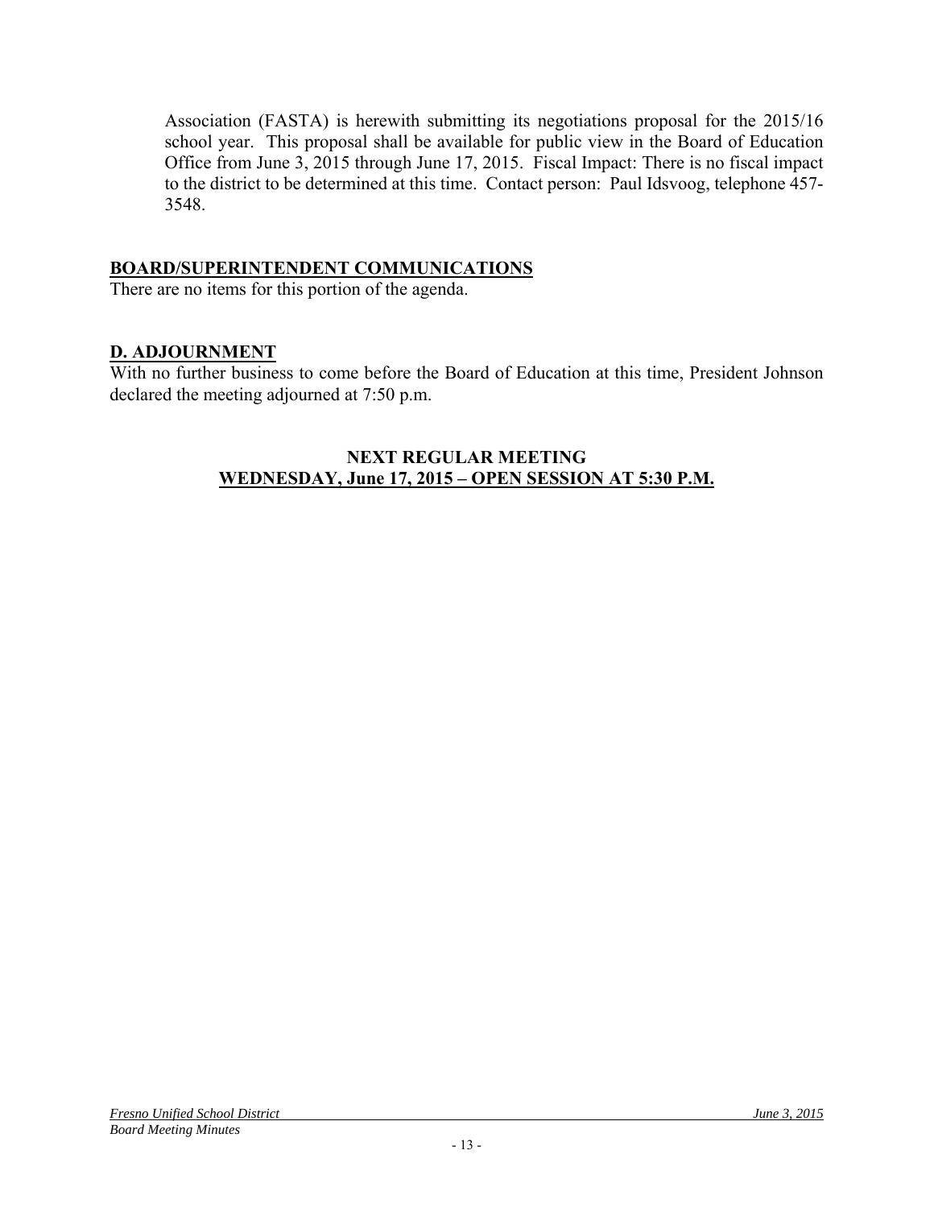Association (FASTA) is herewith submitting its negotiations proposal for the 2015/16 school year. This proposal shall be available for public view in the Board of Education Office from June 3, 2015 through June 17, 2015. Fiscal Impact: There is no fiscal impact to the district to be determined at this time. Contact person: Paul Idsvoog, telephone 457-3548.

## BOARD/SUPERINTENDENT COMMUNICATIONS

There are no items for this portion of the agenda.

## D. ADJOURNMENT

With no further business to come before the Board of Education at this time, President Johnson declared the meeting adjourned at 7:50 p.m.

**NEXT REGULAR MEETING**
**WEDNESDAY, June 17, 2015 – OPEN SESSION AT 5:30 P.M.**